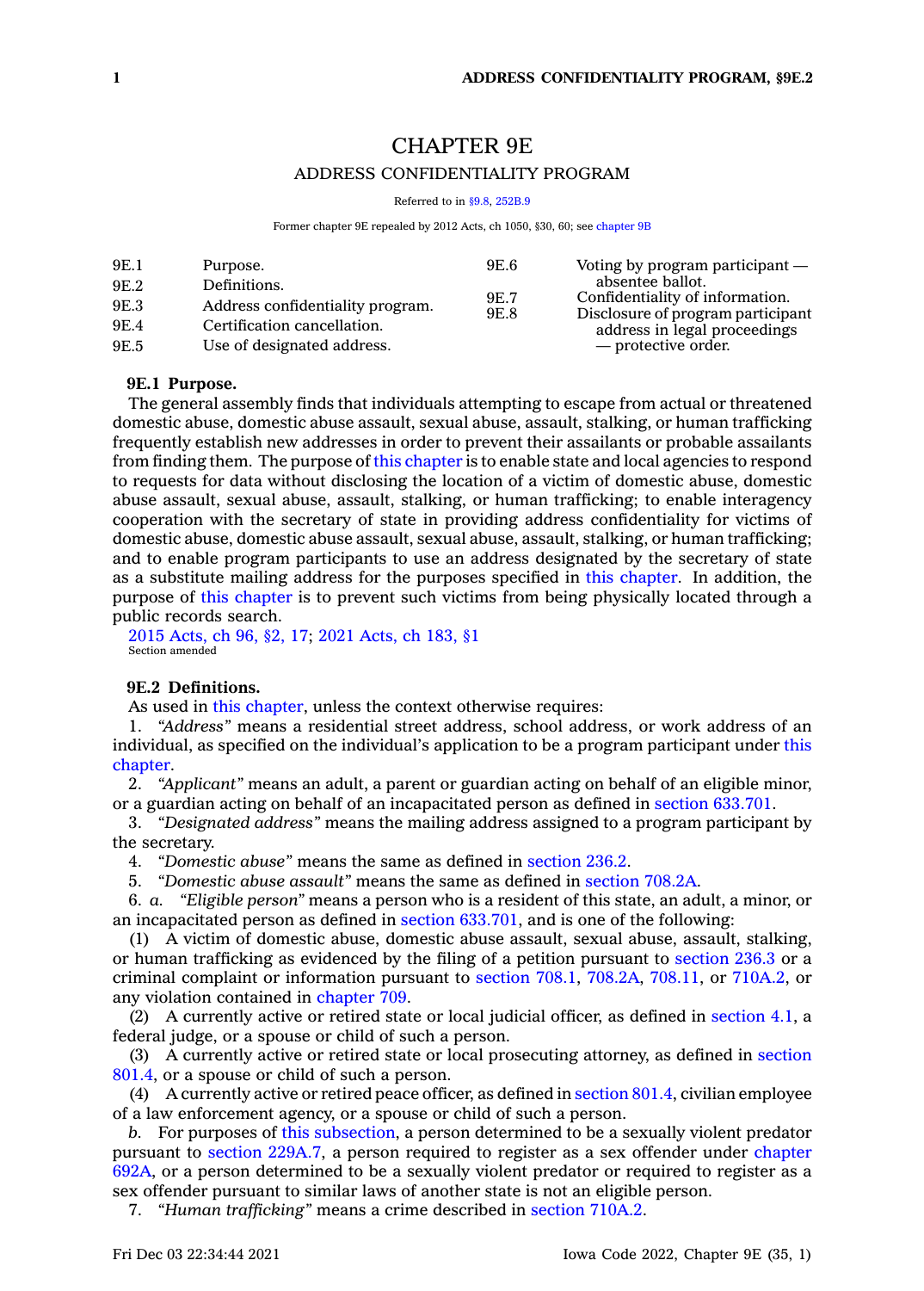# CHAPTER 9E

## ADDRESS CONFIDENTIALITY PROGRAM

Referred to in §9.8, 252B.9

Former chapter 9E repealed by 2012 Acts, ch 1050, §30, 60; see chapter 9B

| | |
|---|---|
| 9E.1 | Purpose. |
| 9E.2 | Definitions. |
| 9E.3 | Address confidentiality program. |
| 9E.4 | Certification cancellation. |
| 9E.5 | Use of designated address. |
| 9E.6 | Voting by program participant — absentee ballot. |
| 9E.7 | Confidentiality of information. |
| 9E.8 | Disclosure of program participant address in legal proceedings — protective order. |

**9E.1 Purpose.**

The general assembly finds that individuals attempting to escape from actual or threatened domestic abuse, domestic abuse assault, sexual abuse, assault, stalking, or human trafficking frequently establish new addresses in order to prevent their assailants or probable assailants from finding them. The purpose of this chapter is to enable state and local agencies to respond to requests for data without disclosing the location of a victim of domestic abuse, domestic abuse assault, sexual abuse, assault, stalking, or human trafficking; to enable interagency cooperation with the secretary of state in providing address confidentiality for victims of domestic abuse, domestic abuse assault, sexual abuse, assault, stalking, or human trafficking; and to enable program participants to use an address designated by the secretary of state as a substitute mailing address for the purposes specified in this chapter. In addition, the purpose of this chapter is to prevent such victims from being physically located through a public records search.

2015 Acts, ch 96, §2, 17; 2021 Acts, ch 183, §1
Section amended

**9E.2 Definitions.**

As used in this chapter, unless the context otherwise requires:

1. *"Address"* means a residential street address, school address, or work address of an individual, as specified on the individual's application to be a program participant under this chapter.

2. *"Applicant"* means an adult, a parent or guardian acting on behalf of an eligible minor, or a guardian acting on behalf of an incapacitated person as defined in section 633.701.

3. *"Designated address"* means the mailing address assigned to a program participant by the secretary.

4. *"Domestic abuse"* means the same as defined in section 236.2.

5. *"Domestic abuse assault"* means the same as defined in section 708.2A.

6. *a. "Eligible person"* means a person who is a resident of this state, an adult, a minor, or an incapacitated person as defined in section 633.701, and is one of the following:

(1) A victim of domestic abuse, domestic abuse assault, sexual abuse, assault, stalking, or human trafficking as evidenced by the filing of a petition pursuant to section 236.3 or a criminal complaint or information pursuant to section 708.1, 708.2A, 708.11, or 710A.2, or any violation contained in chapter 709.

(2) A currently active or retired state or local judicial officer, as defined in section 4.1, a federal judge, or a spouse or child of such a person.

(3) A currently active or retired state or local prosecuting attorney, as defined in section 801.4, or a spouse or child of such a person.

(4) A currently active or retired peace officer, as defined in section 801.4, civilian employee of a law enforcement agency, or a spouse or child of such a person.

*b.* For purposes of this subsection, a person determined to be a sexually violent predator pursuant to section 229A.7, a person required to register as a sex offender under chapter 692A, or a person determined to be a sexually violent predator or required to register as a sex offender pursuant to similar laws of another state is not an eligible person.

7. *"Human trafficking"* means a crime described in section 710A.2.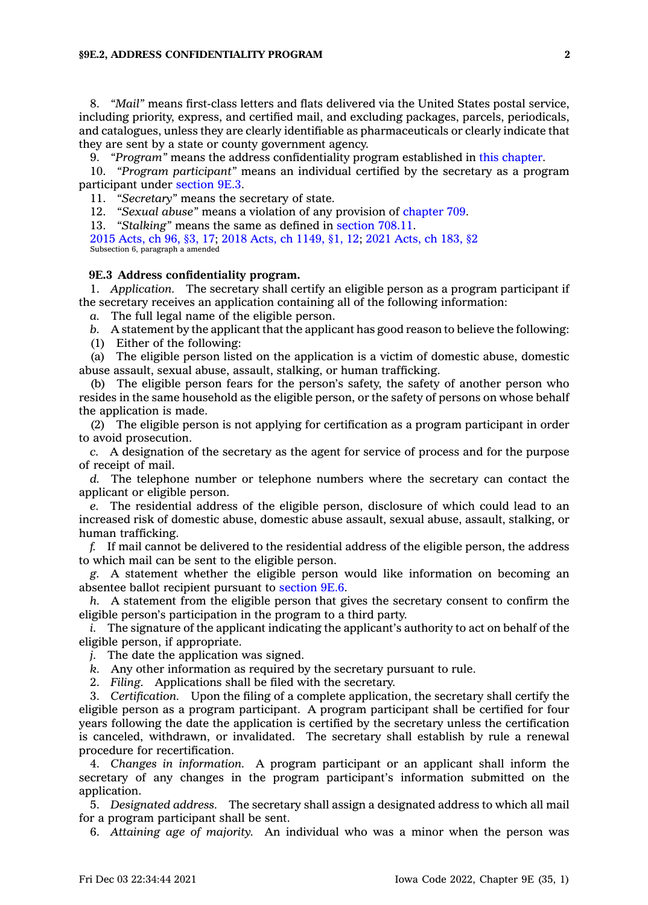8. *"Mail"* means first-class letters and flats delivered via the United States postal service, including priority, express, and certified mail, and excluding packages, parcels, periodicals, and catalogues, unless they are clearly identifiable as pharmaceuticals or clearly indicate that they are sent by a state or county government agency.

9. *"Program"* means the address confidentiality program established in this chapter.

10. *"Program participant"* means an individual certified by the secretary as a program participant under section 9E.3.

11. *"Secretary"* means the secretary of state.

12. *"Sexual abuse"* means a violation of any provision of chapter 709.

13. *"Stalking"* means the same as defined in section 708.11.

2015 Acts, ch 96, §3, 17; 2018 Acts, ch 1149, §1, 12; 2021 Acts, ch 183, §2
Subsection 6, paragraph a amended

**9E.3 Address confidentiality program.**

1. *Application.* The secretary shall certify an eligible person as a program participant if the secretary receives an application containing all of the following information:

*a.* The full legal name of the eligible person.

*b.* A statement by the applicant that the applicant has good reason to believe the following:

(1) Either of the following:

(a) The eligible person listed on the application is a victim of domestic abuse, domestic abuse assault, sexual abuse, assault, stalking, or human trafficking.

(b) The eligible person fears for the person's safety, the safety of another person who resides in the same household as the eligible person, or the safety of persons on whose behalf the application is made.

(2) The eligible person is not applying for certification as a program participant in order to avoid prosecution.

*c.* A designation of the secretary as the agent for service of process and for the purpose of receipt of mail.

*d.* The telephone number or telephone numbers where the secretary can contact the applicant or eligible person.

*e.* The residential address of the eligible person, disclosure of which could lead to an increased risk of domestic abuse, domestic abuse assault, sexual abuse, assault, stalking, or human trafficking.

*f.* If mail cannot be delivered to the residential address of the eligible person, the address to which mail can be sent to the eligible person.

*g.* A statement whether the eligible person would like information on becoming an absentee ballot recipient pursuant to section 9E.6.

*h.* A statement from the eligible person that gives the secretary consent to confirm the eligible person's participation in the program to a third party.

*i.* The signature of the applicant indicating the applicant's authority to act on behalf of the eligible person, if appropriate.

*j.* The date the application was signed.

*k.* Any other information as required by the secretary pursuant to rule.

2. *Filing.* Applications shall be filed with the secretary.

3. *Certification.* Upon the filing of a complete application, the secretary shall certify the eligible person as a program participant. A program participant shall be certified for four years following the date the application is certified by the secretary unless the certification is canceled, withdrawn, or invalidated. The secretary shall establish by rule a renewal procedure for recertification.

4. *Changes in information.* A program participant or an applicant shall inform the secretary of any changes in the program participant's information submitted on the application.

5. *Designated address.* The secretary shall assign a designated address to which all mail for a program participant shall be sent.

6. *Attaining age of majority.* An individual who was a minor when the person was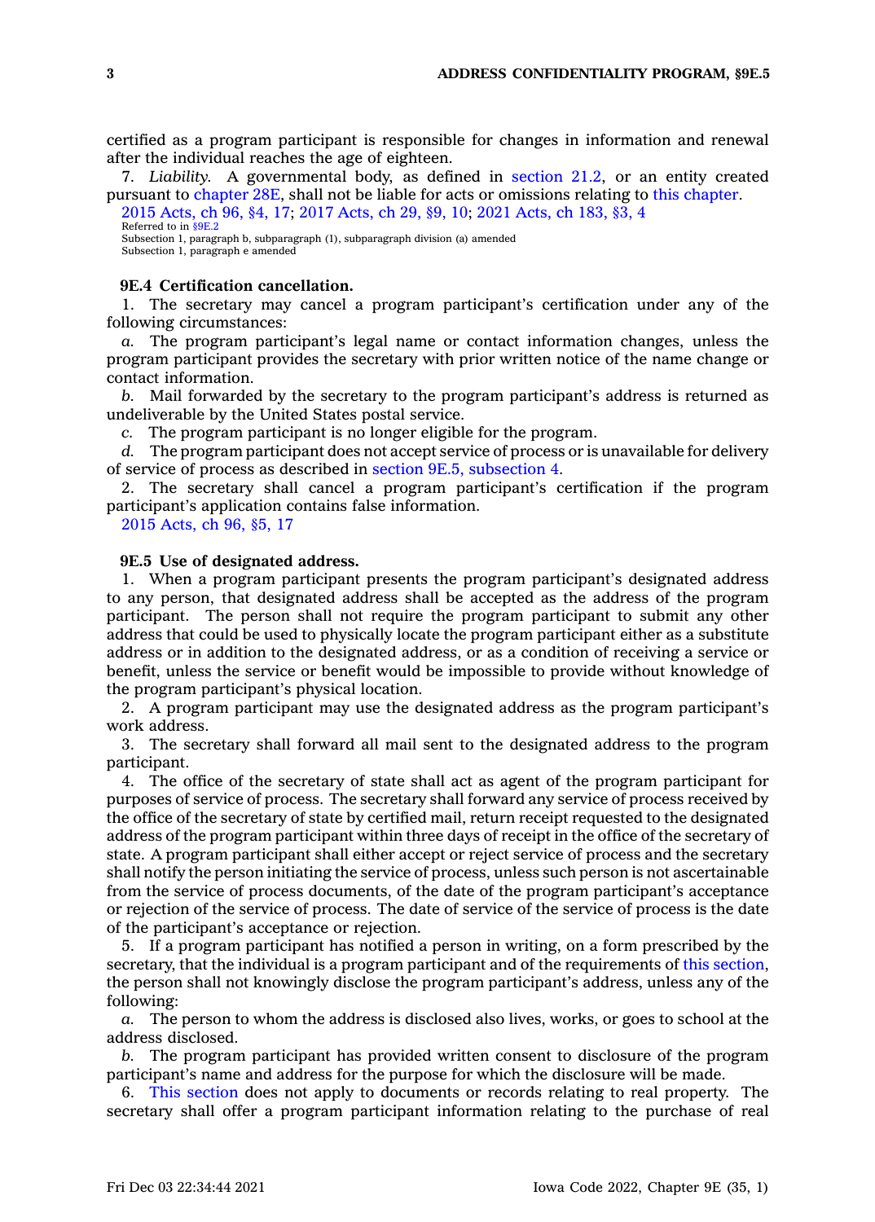certified as a program participant is responsible for changes in information and renewal after the individual reaches the age of eighteen.

7. *Liability.* A governmental body, as defined in section 21.2, or an entity created pursuant to chapter 28E, shall not be liable for acts or omissions relating to this chapter.

2015 Acts, ch 96, §4, 17; 2017 Acts, ch 29, §9, 10; 2021 Acts, ch 183, §3, 4
Referred to in §9E.2
Subsection 1, paragraph b, subparagraph (1), subparagraph division (a) amended
Subsection 1, paragraph e amended

**9E.4 Certification cancellation.**

1. The secretary may cancel a program participant's certification under any of the following circumstances:

*a.* The program participant's legal name or contact information changes, unless the program participant provides the secretary with prior written notice of the name change or contact information.

*b.* Mail forwarded by the secretary to the program participant's address is returned as undeliverable by the United States postal service.

*c.* The program participant is no longer eligible for the program.

*d.* The program participant does not accept service of process or is unavailable for delivery of service of process as described in section 9E.5, subsection 4.

2. The secretary shall cancel a program participant's certification if the program participant's application contains false information.

2015 Acts, ch 96, §5, 17

**9E.5 Use of designated address.**

1. When a program participant presents the program participant's designated address to any person, that designated address shall be accepted as the address of the program participant. The person shall not require the program participant to submit any other address that could be used to physically locate the program participant either as a substitute address or in addition to the designated address, or as a condition of receiving a service or benefit, unless the service or benefit would be impossible to provide without knowledge of the program participant's physical location.

2. A program participant may use the designated address as the program participant's work address.

3. The secretary shall forward all mail sent to the designated address to the program participant.

4. The office of the secretary of state shall act as agent of the program participant for purposes of service of process. The secretary shall forward any service of process received by the office of the secretary of state by certified mail, return receipt requested to the designated address of the program participant within three days of receipt in the office of the secretary of state. A program participant shall either accept or reject service of process and the secretary shall notify the person initiating the service of process, unless such person is not ascertainable from the service of process documents, of the date of the program participant's acceptance or rejection of the service of process. The date of service of the service of process is the date of the participant's acceptance or rejection.

5. If a program participant has notified a person in writing, on a form prescribed by the secretary, that the individual is a program participant and of the requirements of this section, the person shall not knowingly disclose the program participant's address, unless any of the following:

*a.* The person to whom the address is disclosed also lives, works, or goes to school at the address disclosed.

*b.* The program participant has provided written consent to disclosure of the program participant's name and address for the purpose for which the disclosure will be made.

6. This section does not apply to documents or records relating to real property. The secretary shall offer a program participant information relating to the purchase of real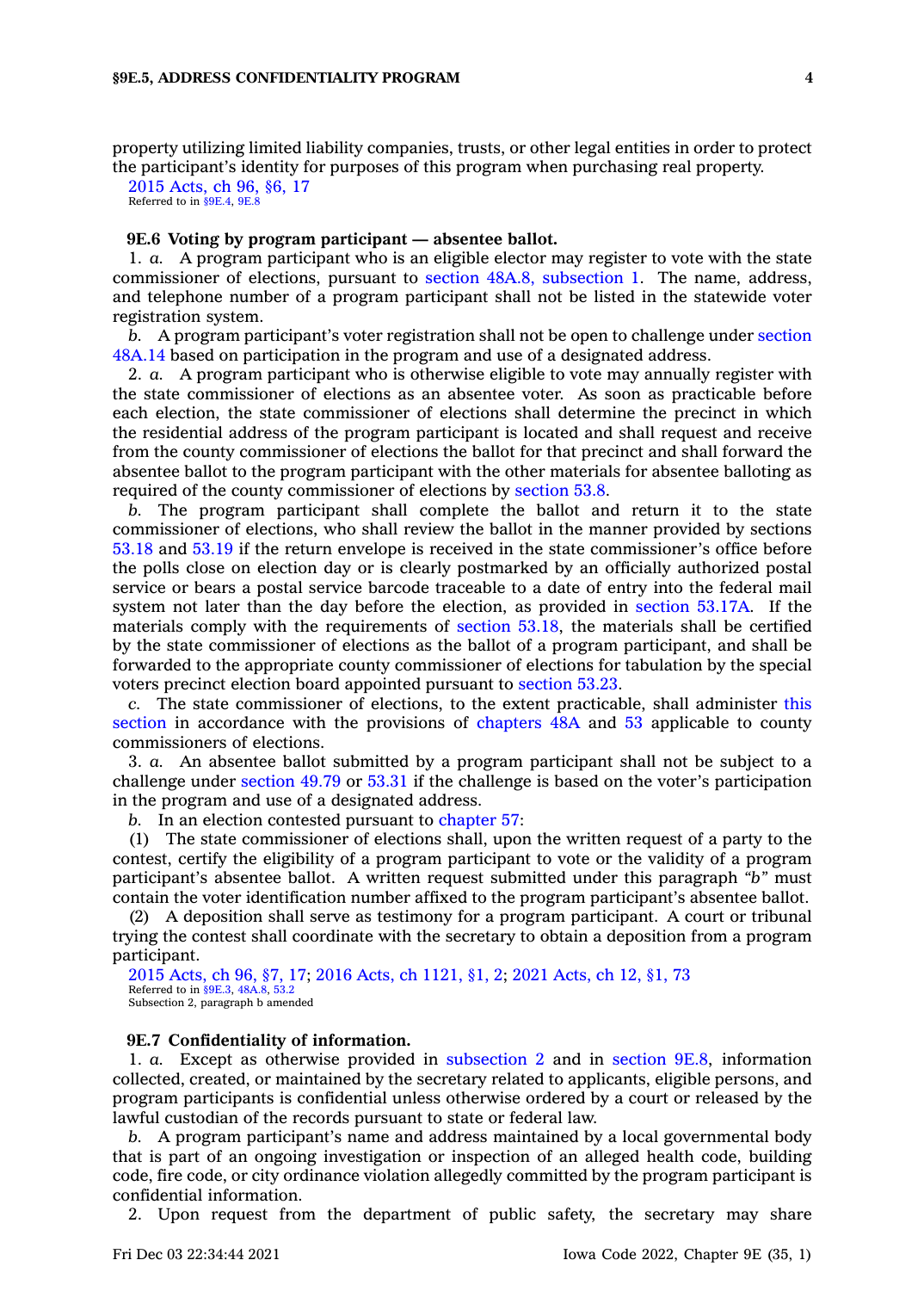property utilizing limited liability companies, trusts, or other legal entities in order to protect the participant's identity for purposes of this program when purchasing real property.

2015 Acts, ch 96, §6, 17
Referred to in §9E.4, 9E.8

**9E.6 Voting by program participant — absentee ballot.**

1. *a.* A program participant who is an eligible elector may register to vote with the state commissioner of elections, pursuant to section 48A.8, subsection 1. The name, address, and telephone number of a program participant shall not be listed in the statewide voter registration system.

*b.* A program participant's voter registration shall not be open to challenge under section 48A.14 based on participation in the program and use of a designated address.

2. *a.* A program participant who is otherwise eligible to vote may annually register with the state commissioner of elections as an absentee voter. As soon as practicable before each election, the state commissioner of elections shall determine the precinct in which the residential address of the program participant is located and shall request and receive from the county commissioner of elections the ballot for that precinct and shall forward the absentee ballot to the program participant with the other materials for absentee balloting as required of the county commissioner of elections by section 53.8.

*b.* The program participant shall complete the ballot and return it to the state commissioner of elections, who shall review the ballot in the manner provided by sections 53.18 and 53.19 if the return envelope is received in the state commissioner's office before the polls close on election day or is clearly postmarked by an officially authorized postal service or bears a postal service barcode traceable to a date of entry into the federal mail system not later than the day before the election, as provided in section 53.17A. If the materials comply with the requirements of section 53.18, the materials shall be certified by the state commissioner of elections as the ballot of a program participant, and shall be forwarded to the appropriate county commissioner of elections for tabulation by the special voters precinct election board appointed pursuant to section 53.23.

*c.* The state commissioner of elections, to the extent practicable, shall administer this section in accordance with the provisions of chapters 48A and 53 applicable to county commissioners of elections.

3. *a.* An absentee ballot submitted by a program participant shall not be subject to a challenge under section 49.79 or 53.31 if the challenge is based on the voter's participation in the program and use of a designated address.

*b.* In an election contested pursuant to chapter 57:

(1) The state commissioner of elections shall, upon the written request of a party to the contest, certify the eligibility of a program participant to vote or the validity of a program participant's absentee ballot. A written request submitted under this paragraph *"b"* must contain the voter identification number affixed to the program participant's absentee ballot.

(2) A deposition shall serve as testimony for a program participant. A court or tribunal trying the contest shall coordinate with the secretary to obtain a deposition from a program participant.

2015 Acts, ch 96, §7, 17; 2016 Acts, ch 1121, §1, 2; 2021 Acts, ch 12, §1, 73
Referred to in §9E.3, 48A.8, 53.2
Subsection 2, paragraph b amended

**9E.7 Confidentiality of information.**

1. *a.* Except as otherwise provided in subsection 2 and in section 9E.8, information collected, created, or maintained by the secretary related to applicants, eligible persons, and program participants is confidential unless otherwise ordered by a court or released by the lawful custodian of the records pursuant to state or federal law.

*b.* A program participant's name and address maintained by a local governmental body that is part of an ongoing investigation or inspection of an alleged health code, building code, fire code, or city ordinance violation allegedly committed by the program participant is confidential information.

2. Upon request from the department of public safety, the secretary may share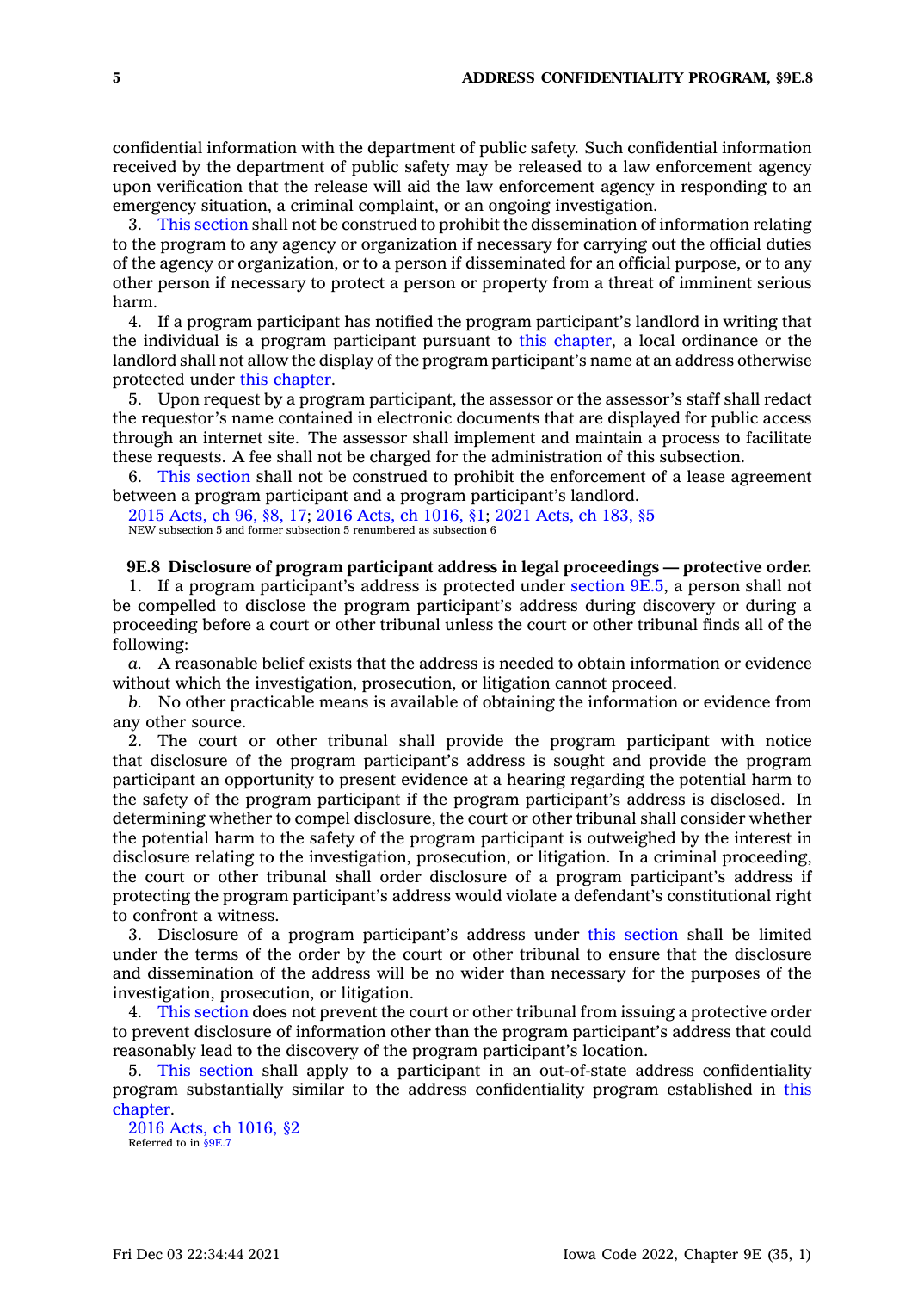confidential information with the department of public safety. Such confidential information received by the department of public safety may be released to a law enforcement agency upon verification that the release will aid the law enforcement agency in responding to an emergency situation, a criminal complaint, or an ongoing investigation.

3. This section shall not be construed to prohibit the dissemination of information relating to the program to any agency or organization if necessary for carrying out the official duties of the agency or organization, or to a person if disseminated for an official purpose, or to any other person if necessary to protect a person or property from a threat of imminent serious harm.

4. If a program participant has notified the program participant's landlord in writing that the individual is a program participant pursuant to this chapter, a local ordinance or the landlord shall not allow the display of the program participant's name at an address otherwise protected under this chapter.

5. Upon request by a program participant, the assessor or the assessor's staff shall redact the requestor's name contained in electronic documents that are displayed for public access through an internet site. The assessor shall implement and maintain a process to facilitate these requests. A fee shall not be charged for the administration of this subsection.

6. This section shall not be construed to prohibit the enforcement of a lease agreement between a program participant and a program participant's landlord.

2015 Acts, ch 96, §8, 17; 2016 Acts, ch 1016, §1; 2021 Acts, ch 183, §5
NEW subsection 5 and former subsection 5 renumbered as subsection 6

**9E.8 Disclosure of program participant address in legal proceedings — protective order.**

1. If a program participant's address is protected under section 9E.5, a person shall not be compelled to disclose the program participant's address during discovery or during a proceeding before a court or other tribunal unless the court or other tribunal finds all of the following:

*a.* A reasonable belief exists that the address is needed to obtain information or evidence without which the investigation, prosecution, or litigation cannot proceed.

*b.* No other practicable means is available of obtaining the information or evidence from any other source.

2. The court or other tribunal shall provide the program participant with notice that disclosure of the program participant's address is sought and provide the program participant an opportunity to present evidence at a hearing regarding the potential harm to the safety of the program participant if the program participant's address is disclosed. In determining whether to compel disclosure, the court or other tribunal shall consider whether the potential harm to the safety of the program participant is outweighed by the interest in disclosure relating to the investigation, prosecution, or litigation. In a criminal proceeding, the court or other tribunal shall order disclosure of a program participant's address if protecting the program participant's address would violate a defendant's constitutional right to confront a witness.

3. Disclosure of a program participant's address under this section shall be limited under the terms of the order by the court or other tribunal to ensure that the disclosure and dissemination of the address will be no wider than necessary for the purposes of the investigation, prosecution, or litigation.

4. This section does not prevent the court or other tribunal from issuing a protective order to prevent disclosure of information other than the program participant's address that could reasonably lead to the discovery of the program participant's location.

5. This section shall apply to a participant in an out-of-state address confidentiality program substantially similar to the address confidentiality program established in this chapter.

2016 Acts, ch 1016, §2
Referred to in §9E.7